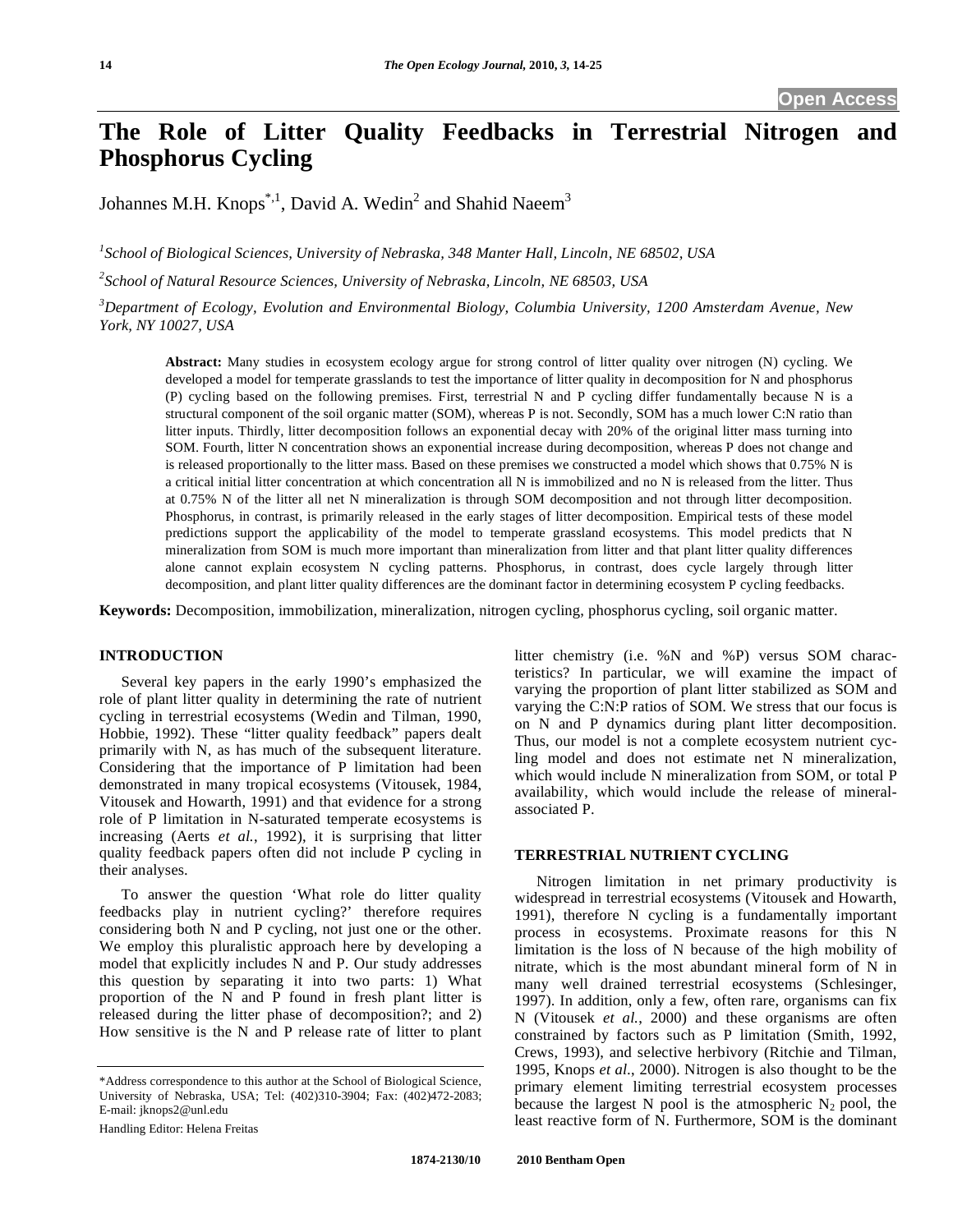Open Access

# The Role of Litter Quality Feedbacks in Terrestrial Nitrogen and Phosphorus Cycling

Johannes M.H. Knops[*,1], David A. Wedin[2] and Shahid Naeem[3]

[1]*School of Biological Sciences, University of Nebraska, 348 Manter Hall, Lincoln, NE 68502, USA*

[2]*School of Natural Resource Sciences, University of Nebraska, Lincoln, NE 68503, USA*

[3]*Department of Ecology, Evolution and Environmental Biology, Columbia University, 1200 Amsterdam Avenue, New York, NY 10027, USA*

**Abstract:** Many studies in ecosystem ecology argue for strong control of litter quality over nitrogen (N) cycling. We developed a model for temperate grasslands to test the importance of litter quality in decomposition for N and phosphorus (P) cycling based on the following premises. First, terrestrial N and P cycling differ fundamentally because N is a structural component of the soil organic matter (SOM), whereas P is not. Secondly, SOM has a much lower C:N ratio than litter inputs. Thirdly, litter decomposition follows an exponential decay with 20% of the original litter mass turning into SOM. Fourth, litter N concentration shows an exponential increase during decomposition, whereas P does not change and is released proportionally to the litter mass. Based on these premises we constructed a model which shows that 0.75% N is a critical initial litter concentration at which concentration all N is immobilized and no N is released from the litter. Thus at 0.75% N of the litter all net N mineralization is through SOM decomposition and not through litter decomposition. Phosphorus, in contrast, is primarily released in the early stages of litter decomposition. Empirical tests of these model predictions support the applicability of the model to temperate grassland ecosystems. This model predicts that N mineralization from SOM is much more important than mineralization from litter and that plant litter quality differences alone cannot explain ecosystem N cycling patterns. Phosphorus, in contrast, does cycle largely through litter decomposition, and plant litter quality differences are the dominant factor in determining ecosystem P cycling feedbacks.

**Keywords:** Decomposition, immobilization, mineralization, nitrogen cycling, phosphorus cycling, soil organic matter.

## INTRODUCTION

Several key papers in the early 1990's emphasized the role of plant litter quality in determining the rate of nutrient cycling in terrestrial ecosystems (Wedin and Tilman, 1990, Hobbie, 1992). These "litter quality feedback" papers dealt primarily with N, as has much of the subsequent literature. Considering that the importance of P limitation had been demonstrated in many tropical ecosystems (Vitousek, 1984, Vitousek and Howarth, 1991) and that evidence for a strong role of P limitation in N-saturated temperate ecosystems is increasing (Aerts *et al.*, 1992), it is surprising that litter quality feedback papers often did not include P cycling in their analyses.

To answer the question 'What role do litter quality feedbacks play in nutrient cycling?' therefore requires considering both N and P cycling, not just one or the other. We employ this pluralistic approach here by developing a model that explicitly includes N and P. Our study addresses this question by separating it into two parts: 1) What proportion of the N and P found in fresh plant litter is released during the litter phase of decomposition?; and 2) How sensitive is the N and P release rate of litter to plant litter chemistry (i.e. %N and %P) versus SOM characteristics? In particular, we will examine the impact of varying the proportion of plant litter stabilized as SOM and varying the C:N:P ratios of SOM. We stress that our focus is on N and P dynamics during plant litter decomposition. Thus, our model is not a complete ecosystem nutrient cycling model and does not estimate net N mineralization, which would include N mineralization from SOM, or total P availability, which would include the release of mineral-associated P.

## TERRESTRIAL NUTRIENT CYCLING

Nitrogen limitation in net primary productivity is widespread in terrestrial ecosystems (Vitousek and Howarth, 1991), therefore N cycling is a fundamentally important process in ecosystems. Proximate reasons for this N limitation is the loss of N because of the high mobility of nitrate, which is the most abundant mineral form of N in many well drained terrestrial ecosystems (Schlesinger, 1997). In addition, only a few, often rare, organisms can fix N (Vitousek *et al.*, 2000) and these organisms are often constrained by factors such as P limitation (Smith, 1992, Crews, 1993), and selective herbivory (Ritchie and Tilman, 1995, Knops *et al.*, 2000). Nitrogen is also thought to be the primary element limiting terrestrial ecosystem processes because the largest N pool is the atmospheric $N_2$ pool, the least reactive form of N. Furthermore, SOM is the dominant

---

*Address correspondence to this author at the School of Biological Science, University of Nebraska, USA; Tel: (402)310-3904; Fax: (402)472-2083; E-mail: jknops2@unl.edu

Handling Editor: Helena Freitas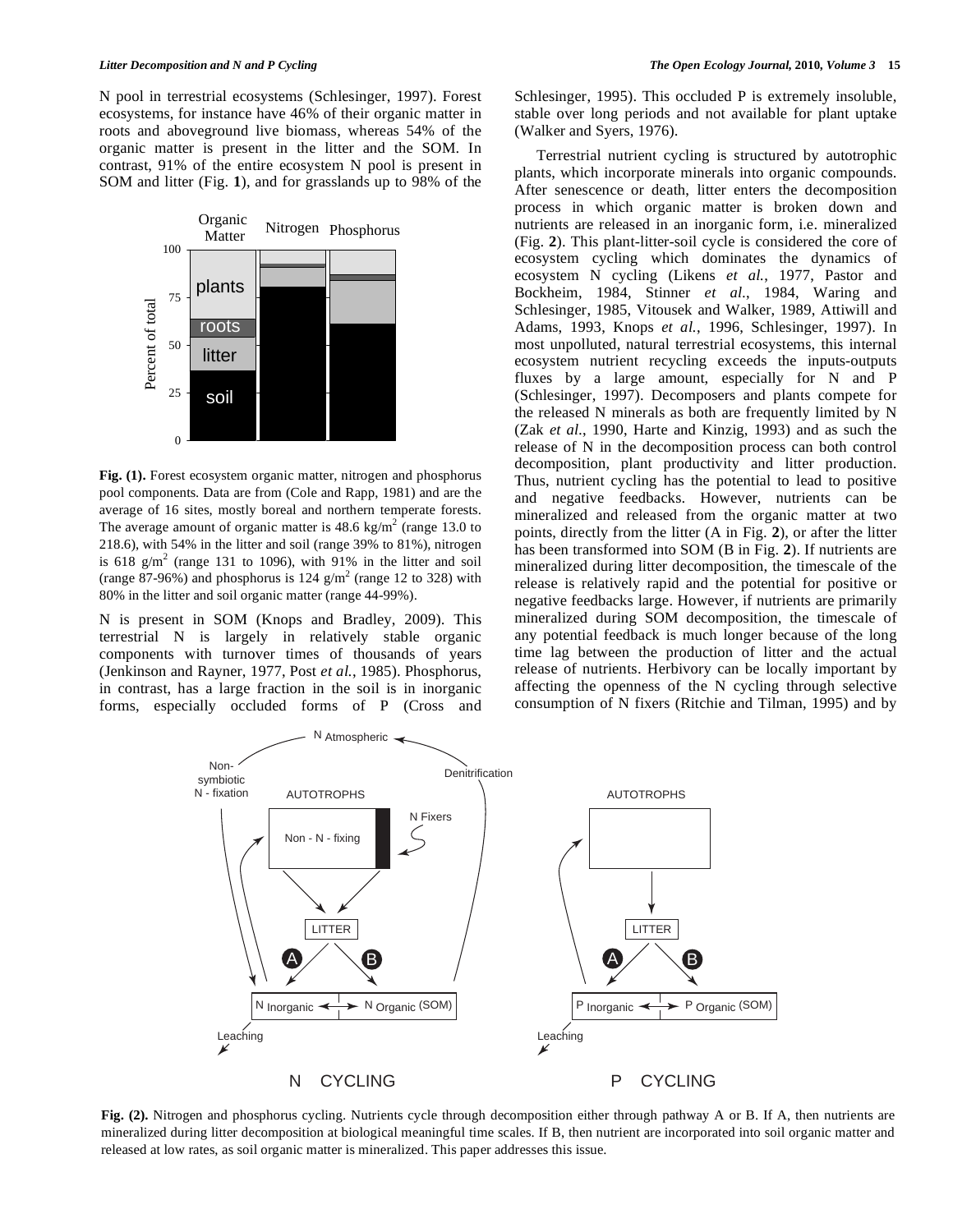N pool in terrestrial ecosystems (Schlesinger, 1997). Forest ecosystems, for instance have 46% of their organic matter in roots and aboveground live biomass, whereas 54% of the organic matter is present in the litter and the SOM. In contrast, 91% of the entire ecosystem N pool is present in SOM and litter (Fig. **1**), and for grasslands up to 98% of the

**Fig. (1).** Forest ecosystem organic matter, nitrogen and phosphorus pool components. Data are from (Cole and Rapp, 1981) and are the average of 16 sites, mostly boreal and northern temperate forests. The average amount of organic matter is 48.6 kg/m$^2$ (range 13.0 to 218.6), with 54% in the litter and soil (range 39% to 81%), nitrogen is 618 g/m$^2$ (range 131 to 1096), with 91% in the litter and soil (range 87-96%) and phosphorus is 124 g/m$^2$ (range 12 to 328) with 80% in the litter and soil organic matter (range 44-99%).

N is present in SOM (Knops and Bradley, 2009). This terrestrial N is largely in relatively stable organic components with turnover times of thousands of years (Jenkinson and Rayner, 1977, Post *et al.*, 1985). Phosphorus, in contrast, has a large fraction in the soil is in inorganic forms, especially occluded forms of P (Cross and Schlesinger, 1995). This occluded P is extremely insoluble, stable over long periods and not available for plant uptake (Walker and Syers, 1976).

Terrestrial nutrient cycling is structured by autotrophic plants, which incorporate minerals into organic compounds. After senescence or death, litter enters the decomposition process in which organic matter is broken down and nutrients are released in an inorganic form, i.e. mineralized (Fig. **2**). This plant-litter-soil cycle is considered the core of ecosystem cycling which dominates the dynamics of ecosystem N cycling (Likens *et al.*, 1977, Pastor and Bockheim, 1984, Stinner *et al.*, 1984, Waring and Schlesinger, 1985, Vitousek and Walker, 1989, Attiwill and Adams, 1993, Knops *et al.*, 1996, Schlesinger, 1997). In most unpolluted, natural terrestrial ecosystems, this internal ecosystem nutrient recycling exceeds the inputs-outputs fluxes by a large amount, especially for N and P (Schlesinger, 1997). Decomposers and plants compete for the released N minerals as both are frequently limited by N (Zak *et al.*, 1990, Harte and Kinzig, 1993) and as such the release of N in the decomposition process can both control decomposition, plant productivity and litter production. Thus, nutrient cycling has the potential to lead to positive and negative feedbacks. However, nutrients can be mineralized and released from the organic matter at two points, directly from the litter (A in Fig. **2**), or after the litter has been transformed into SOM (B in Fig. **2**). If nutrients are mineralized during litter decomposition, the timescale of the release is relatively rapid and the potential for positive or negative feedbacks large. However, if nutrients are primarily mineralized during SOM decomposition, the timescale of any potential feedback is much longer because of the long time lag between the production of litter and the actual release of nutrients. Herbivory can be locally important by affecting the openness of the N cycling through selective consumption of N fixers (Ritchie and Tilman, 1995) and by

**Fig. (2).** Nitrogen and phosphorus cycling. Nutrients cycle through decomposition either through pathway A or B. If A, then nutrients are mineralized during litter decomposition at biological meaningful time scales. If B, then nutrient are incorporated into soil organic matter and released at low rates, as soil organic matter is mineralized. This paper addresses this issue.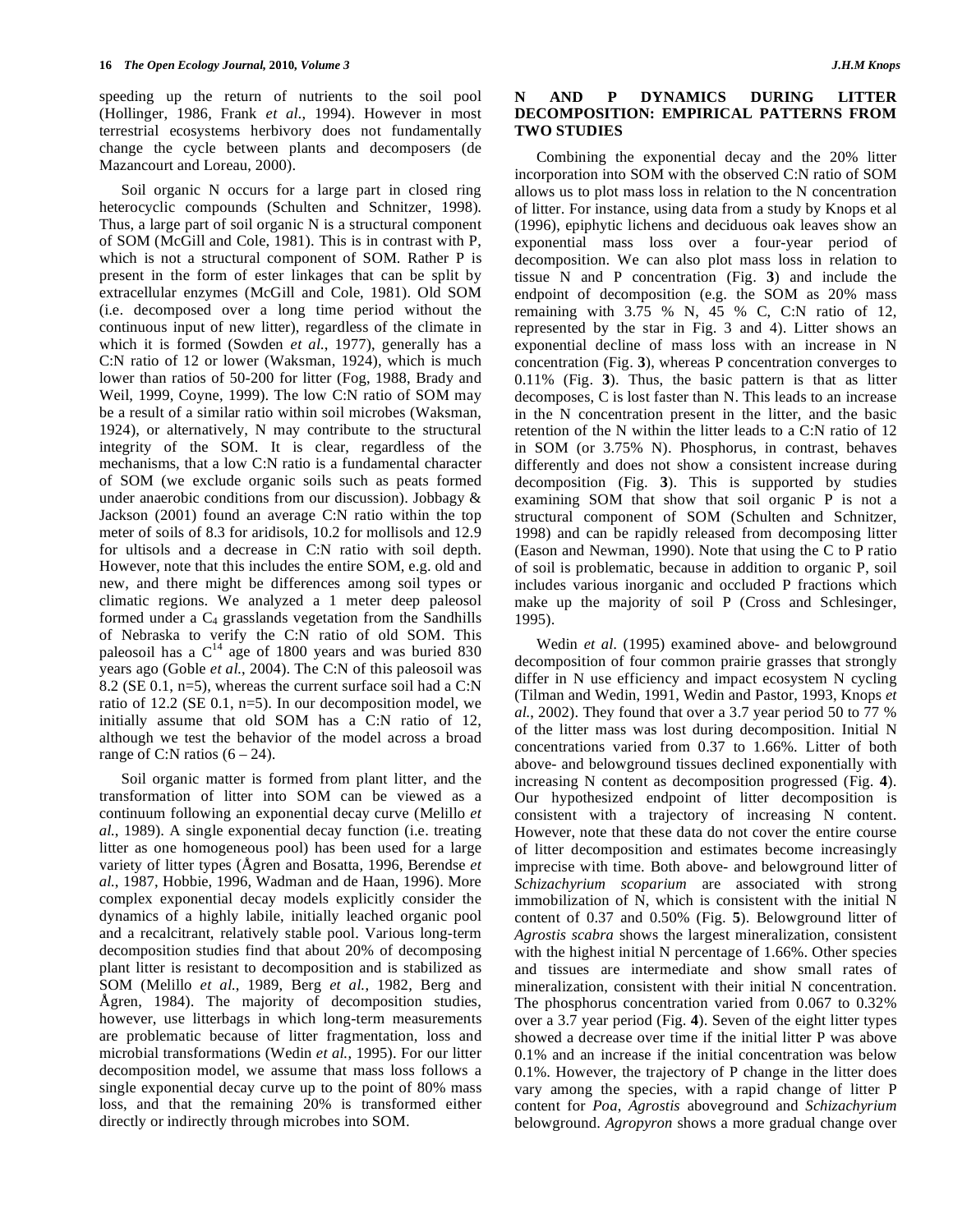speeding up the return of nutrients to the soil pool (Hollinger, 1986, Frank *et al.*, 1994). However in most terrestrial ecosystems herbivory does not fundamentally change the cycle between plants and decomposers (de Mazancourt and Loreau, 2000).

Soil organic N occurs for a large part in closed ring heterocyclic compounds (Schulten and Schnitzer, 1998). Thus, a large part of soil organic N is a structural component of SOM (McGill and Cole, 1981). This is in contrast with P, which is not a structural component of SOM. Rather P is present in the form of ester linkages that can be split by extracellular enzymes (McGill and Cole, 1981). Old SOM (i.e. decomposed over a long time period without the continuous input of new litter), regardless of the climate in which it is formed (Sowden *et al.*, 1977), generally has a C:N ratio of 12 or lower (Waksman, 1924), which is much lower than ratios of 50-200 for litter (Fog, 1988, Brady and Weil, 1999, Coyne, 1999). The low C:N ratio of SOM may be a result of a similar ratio within soil microbes (Waksman, 1924), or alternatively, N may contribute to the structural integrity of the SOM. It is clear, regardless of the mechanisms, that a low C:N ratio is a fundamental character of SOM (we exclude organic soils such as peats formed under anaerobic conditions from our discussion). Jobbagy & Jackson (2001) found an average C:N ratio within the top meter of soils of 8.3 for aridisols, 10.2 for mollisols and 12.9 for ultisols and a decrease in C:N ratio with soil depth. However, note that this includes the entire SOM, e.g. old and new, and there might be differences among soil types or climatic regions. We analyzed a 1 meter deep paleosol formed under a $C_4$ grasslands vegetation from the Sandhills of Nebraska to verify the C:N ratio of old SOM. This paleosoil has a $C^{14}$ age of 1800 years and was buried 830 years ago (Goble *et al.*, 2004). The C:N of this paleosoil was 8.2 (SE 0.1, n=5), whereas the current surface soil had a C:N ratio of 12.2 (SE 0.1, n=5). In our decomposition model, we initially assume that old SOM has a C:N ratio of 12, although we test the behavior of the model across a broad range of C:N ratios (6 – 24).

Soil organic matter is formed from plant litter, and the transformation of litter into SOM can be viewed as a continuum following an exponential decay curve (Melillo *et al.*, 1989). A single exponential decay function (i.e. treating litter as one homogeneous pool) has been used for a large variety of litter types (Ågren and Bosatta, 1996, Berendse *et al.*, 1987, Hobbie, 1996, Wadman and de Haan, 1996). More complex exponential decay models explicitly consider the dynamics of a highly labile, initially leached organic pool and a recalcitrant, relatively stable pool. Various long-term decomposition studies find that about 20% of decomposing plant litter is resistant to decomposition and is stabilized as SOM (Melillo *et al.*, 1989, Berg *et al.*, 1982, Berg and Ågren, 1984). The majority of decomposition studies, however, use litterbags in which long-term measurements are problematic because of litter fragmentation, loss and microbial transformations (Wedin *et al.*, 1995). For our litter decomposition model, we assume that mass loss follows a single exponential decay curve up to the point of 80% mass loss, and that the remaining 20% is transformed either directly or indirectly through microbes into SOM.

## N AND P DYNAMICS DURING LITTER DECOMPOSITION: EMPIRICAL PATTERNS FROM TWO STUDIES

Combining the exponential decay and the 20% litter incorporation into SOM with the observed C:N ratio of SOM allows us to plot mass loss in relation to the N concentration of litter. For instance, using data from a study by Knops et al (1996), epiphytic lichens and deciduous oak leaves show an exponential mass loss over a four-year period of decomposition. We can also plot mass loss in relation to tissue N and P concentration (Fig. **3**) and include the endpoint of decomposition (e.g. the SOM as 20% mass remaining with 3.75 % N, 45 % C, C:N ratio of 12, represented by the star in Fig. 3 and 4). Litter shows an exponential decline of mass loss with an increase in N concentration (Fig. **3**), whereas P concentration converges to 0.11% (Fig. **3**). Thus, the basic pattern is that as litter decomposes, C is lost faster than N. This leads to an increase in the N concentration present in the litter, and the basic retention of the N within the litter leads to a C:N ratio of 12 in SOM (or 3.75% N). Phosphorus, in contrast, behaves differently and does not show a consistent increase during decomposition (Fig. **3**). This is supported by studies examining SOM that show that soil organic P is not a structural component of SOM (Schulten and Schnitzer, 1998) and can be rapidly released from decomposing litter (Eason and Newman, 1990). Note that using the C to P ratio of soil is problematic, because in addition to organic P, soil includes various inorganic and occluded P fractions which make up the majority of soil P (Cross and Schlesinger, 1995).

Wedin *et al.* (1995) examined above- and belowground decomposition of four common prairie grasses that strongly differ in N use efficiency and impact ecosystem N cycling (Tilman and Wedin, 1991, Wedin and Pastor, 1993, Knops *et al.*, 2002). They found that over a 3.7 year period 50 to 77 % of the litter mass was lost during decomposition. Initial N concentrations varied from 0.37 to 1.66%. Litter of both above- and belowground tissues declined exponentially with increasing N content as decomposition progressed (Fig. **4**). Our hypothesized endpoint of litter decomposition is consistent with a trajectory of increasing N content. However, note that these data do not cover the entire course of litter decomposition and estimates become increasingly imprecise with time. Both above- and belowground litter of *Schizachyrium scoparium* are associated with strong immobilization of N, which is consistent with the initial N content of 0.37 and 0.50% (Fig. **5**). Belowground litter of *Agrostis scabra* shows the largest mineralization, consistent with the highest initial N percentage of 1.66%. Other species and tissues are intermediate and show small rates of mineralization, consistent with their initial N concentration. The phosphorus concentration varied from 0.067 to 0.32% over a 3.7 year period (Fig. **4**). Seven of the eight litter types showed a decrease over time if the initial litter P was above 0.1% and an increase if the initial concentration was below 0.1%. However, the trajectory of P change in the litter does vary among the species, with a rapid change of litter P content for *Poa*, *Agrostis* aboveground and *Schizachyrium* belowground. *Agropyron* shows a more gradual change over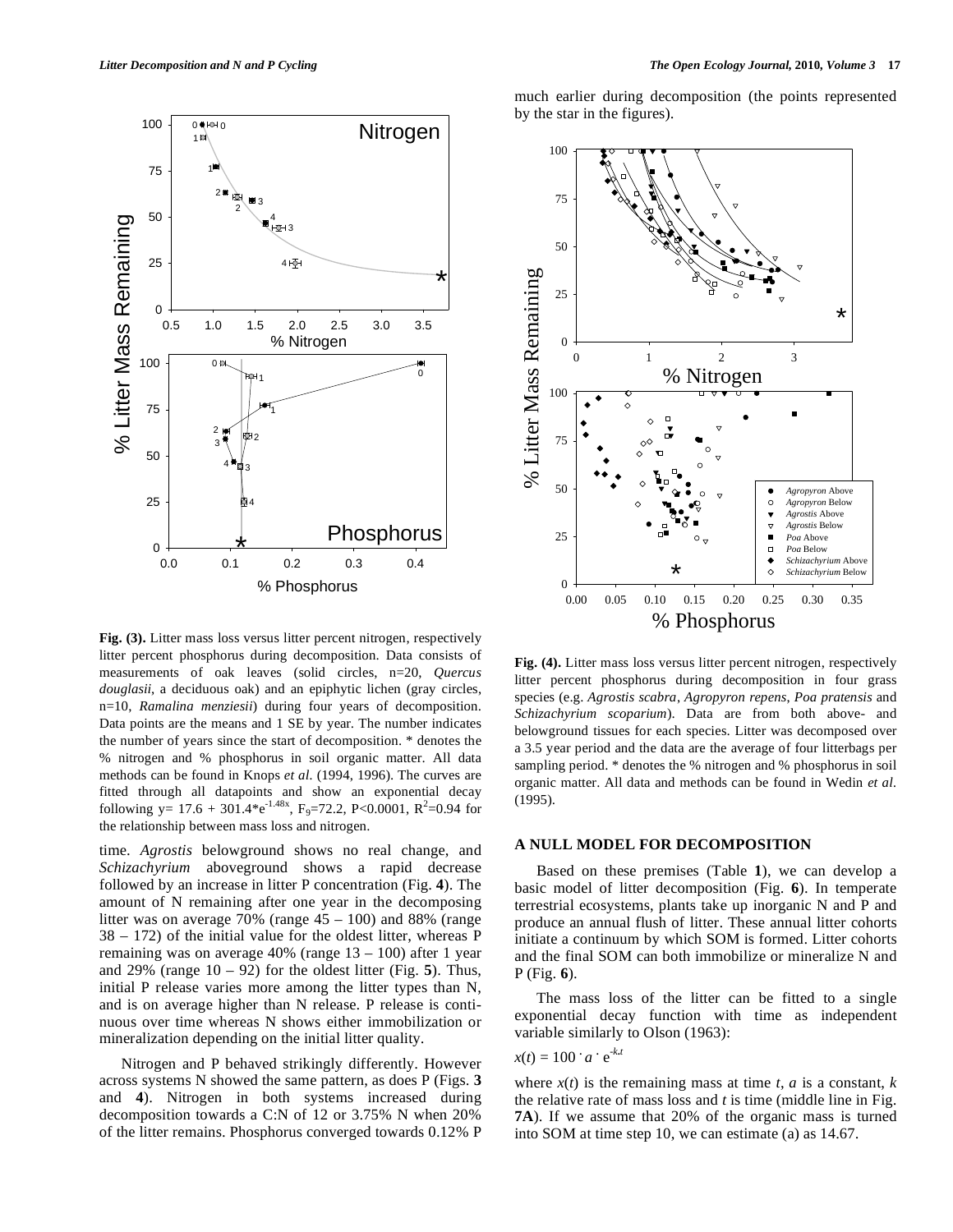much earlier during decomposition (the points represented by the star in the figures).

**Fig. (3).** Litter mass loss versus litter percent nitrogen, respectively litter percent phosphorus during decomposition. Data consists of measurements of oak leaves (solid circles, n=20, *Quercus douglasii*, a deciduous oak) and an epiphytic lichen (gray circles, n=10, *Ramalina menziesii*) during four years of decomposition. Data points are the means and 1 SE by year. The number indicates the number of years since the start of decomposition. * denotes the % nitrogen and % phosphorus in soil organic matter. All data methods can be found in Knops *et al.* (1994, 1996). The curves are fitted through all datapoints and show an exponential decay following $y = 17.6 + 301.4 * e^{-1.48x}$, $F_9=72.2$, $P<0.0001$, $R^2=0.94$ for the relationship between mass loss and nitrogen.

**Fig. (4).** Litter mass loss versus litter percent nitrogen, respectively litter percent phosphorus during decomposition in four grass species (e.g. *Agrostis scabra*, *Agropyron repens*, *Poa pratensis* and *Schizachyrium scoparium*). Data are from both above- and belowground tissues for each species. Litter was decomposed over a 3.5 year period and the data are the average of four litterbags per sampling period. * denotes the % nitrogen and % phosphorus in soil organic matter. All data and methods can be found in Wedin *et al.* (1995).

time. *Agrostis* belowground shows no real change, and *Schizachyrium* aboveground shows a rapid decrease followed by an increase in litter P concentration (Fig. **4**). The amount of N remaining after one year in the decomposing litter was on average 70% (range 45 – 100) and 88% (range 38 – 172) of the initial value for the oldest litter, whereas P remaining was on average 40% (range 13 – 100) after 1 year and 29% (range 10 – 92) for the oldest litter (Fig. **5**). Thus, initial P release varies more among the litter types than N, and is on average higher than N release. P release is continuous over time whereas N shows either immobilization or mineralization depending on the initial litter quality.

Nitrogen and P behaved strikingly differently. However across systems N showed the same pattern, as does P (Figs. **3** and **4**). Nitrogen in both systems increased during decomposition towards a C:N of 12 or 3.75% N when 20% of the litter remains. Phosphorus converged towards 0.12% P

## A NULL MODEL FOR DECOMPOSITION

Based on these premises (Table **1**), we can develop a basic model of litter decomposition (Fig. **6**). In temperate terrestrial ecosystems, plants take up inorganic N and P and produce an annual flush of litter. These annual litter cohorts initiate a continuum by which SOM is formed. Litter cohorts and the final SOM can both immobilize or mineralize N and P (Fig. **6**).

The mass loss of the litter can be fitted to a single exponential decay function with time as independent variable similarly to Olson (1963):

$$x(t) = 100 \cdot a \cdot e^{-k.t}$$

where $x(t)$ is the remaining mass at time $t$, $a$ is a constant, $k$ the relative rate of mass loss and $t$ is time (middle line in Fig. **7A**). If we assume that 20% of the organic mass is turned into SOM at time step 10, we can estimate (a) as 14.67.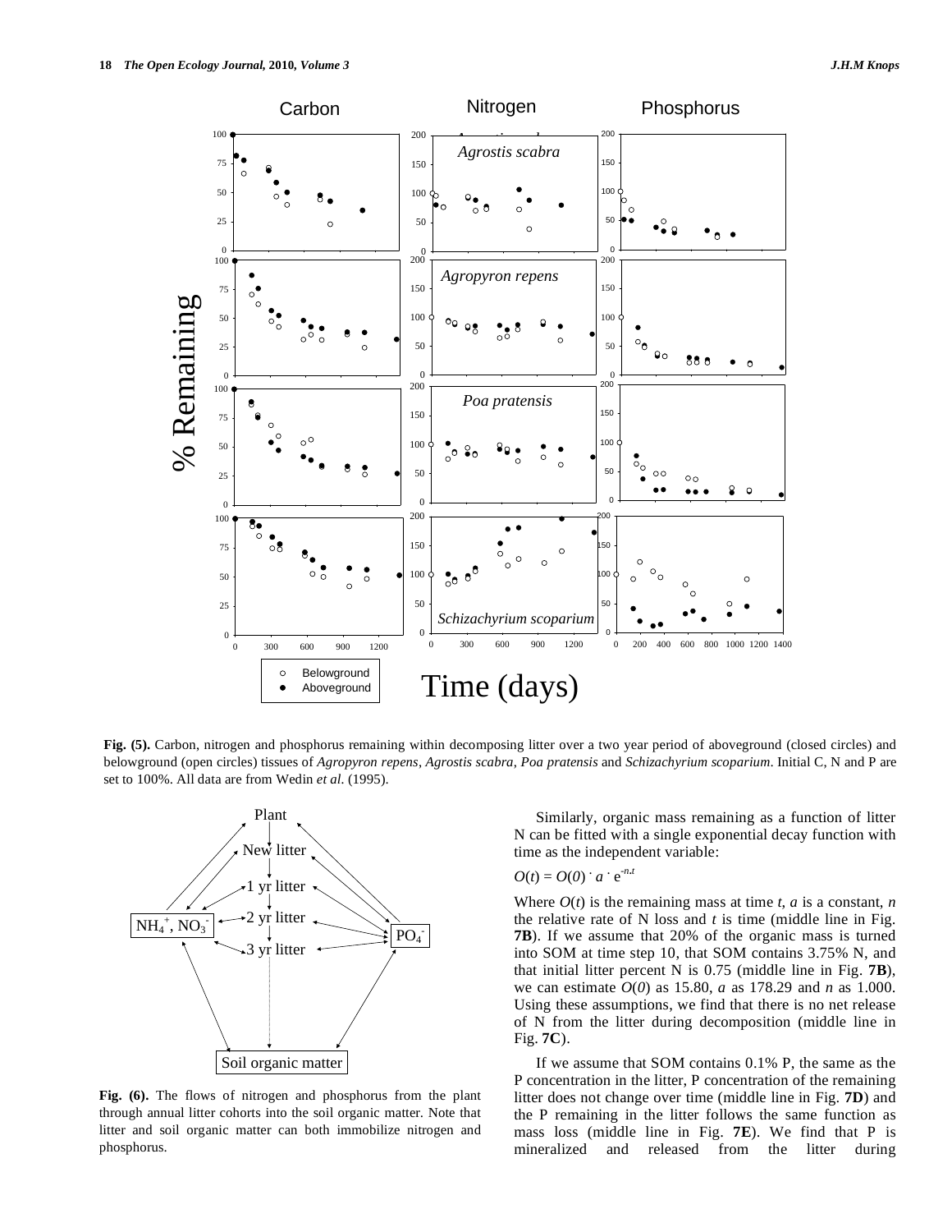**Fig. (5).** Carbon, nitrogen and phosphorus remaining within decomposing litter over a two year period of aboveground (closed circles) and belowground (open circles) tissues of *Agropyron repens*, *Agrostis scabra*, *Poa pratensis* and *Schizachyrium scoparium*. Initial C, N and P are set to 100%. All data are from Wedin *et al.* (1995).

**Fig. (6).** The flows of nitrogen and phosphorus from the plant through annual litter cohorts into the soil organic matter. Note that litter and soil organic matter can both immobilize nitrogen and phosphorus.

Similarly, organic mass remaining as a function of litter N can be fitted with a single exponential decay function with time as the independent variable:

$$O(t) = O(0) \cdot a \cdot e^{-n.t}$$

Where $O(t)$ is the remaining mass at time $t$, $a$ is a constant, $n$ the relative rate of N loss and $t$ is time (middle line in Fig. **7B**). If we assume that 20% of the organic mass is turned into SOM at time step 10, that SOM contains 3.75% N, and that initial litter percent N is 0.75 (middle line in Fig. **7B**), we can estimate $O(0)$ as 15.80, $a$ as 178.29 and $n$ as 1.000. Using these assumptions, we find that there is no net release of N from the litter during decomposition (middle line in Fig. **7C**).

If we assume that SOM contains 0.1% P, the same as the P concentration in the litter, P concentration of the remaining litter does not change over time (middle line in Fig. **7D**) and the P remaining in the litter follows the same function as mass loss (middle line in Fig. **7E**). We find that P is mineralized and released from the litter during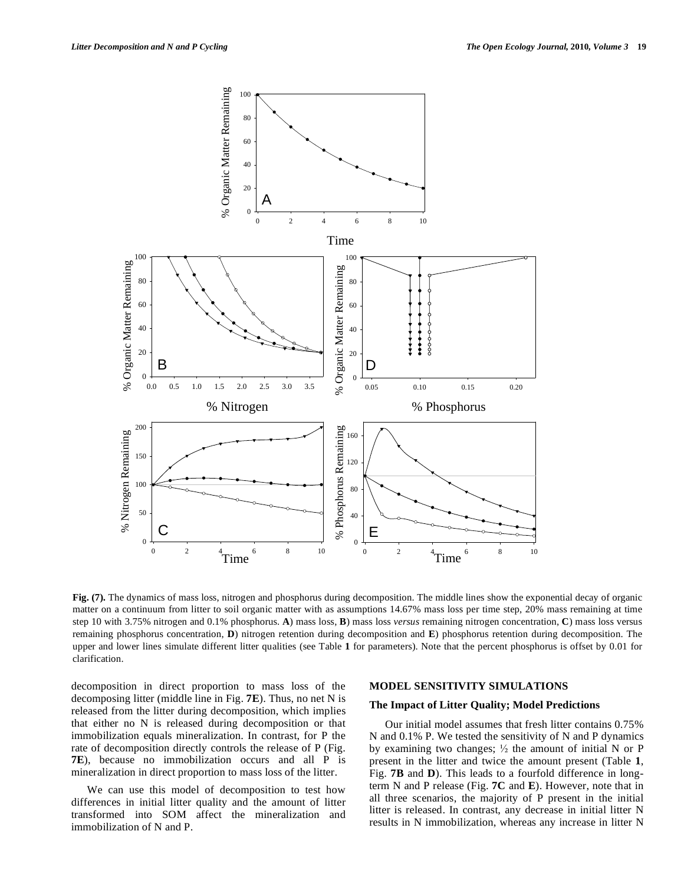Fig. (7). The dynamics of mass loss, nitrogen and phosphorus during decomposition. The middle lines show the exponential decay of organic matter on a continuum from litter to soil organic matter with as assumptions 14.67% mass loss per time step, 20% mass remaining at time step 10 with 3.75% nitrogen and 0.1% phosphorus. **A**) mass loss, **B**) mass loss *versus* remaining nitrogen concentration, **C**) mass loss versus remaining phosphorus concentration, **D**) nitrogen retention during decomposition and **E**) phosphorus retention during decomposition. The upper and lower lines simulate different litter qualities (see Table **1** for parameters). Note that the percent phosphorus is offset by 0.01 for clarification.

decomposition in direct proportion to mass loss of the decomposing litter (middle line in Fig. **7E**). Thus, no net N is released from the litter during decomposition, which implies that either no N is released during decomposition or that immobilization equals mineralization. In contrast, for P the rate of decomposition directly controls the release of P (Fig. **7E**), because no immobilization occurs and all P is mineralization in direct proportion to mass loss of the litter.

We can use this model of decomposition to test how differences in initial litter quality and the amount of litter transformed into SOM affect the mineralization and immobilization of N and P.

## MODEL SENSITIVITY SIMULATIONS

### The Impact of Litter Quality; Model Predictions

Our initial model assumes that fresh litter contains 0.75% N and 0.1% P. We tested the sensitivity of N and P dynamics by examining two changes; ½ the amount of initial N or P present in the litter and twice the amount present (Table **1**, Fig. **7B** and **D**). This leads to a fourfold difference in long-term N and P release (Fig. **7C** and **E**). However, note that in all three scenarios, the majority of P present in the initial litter is released. In contrast, any decrease in initial litter N results in N immobilization, whereas any increase in litter N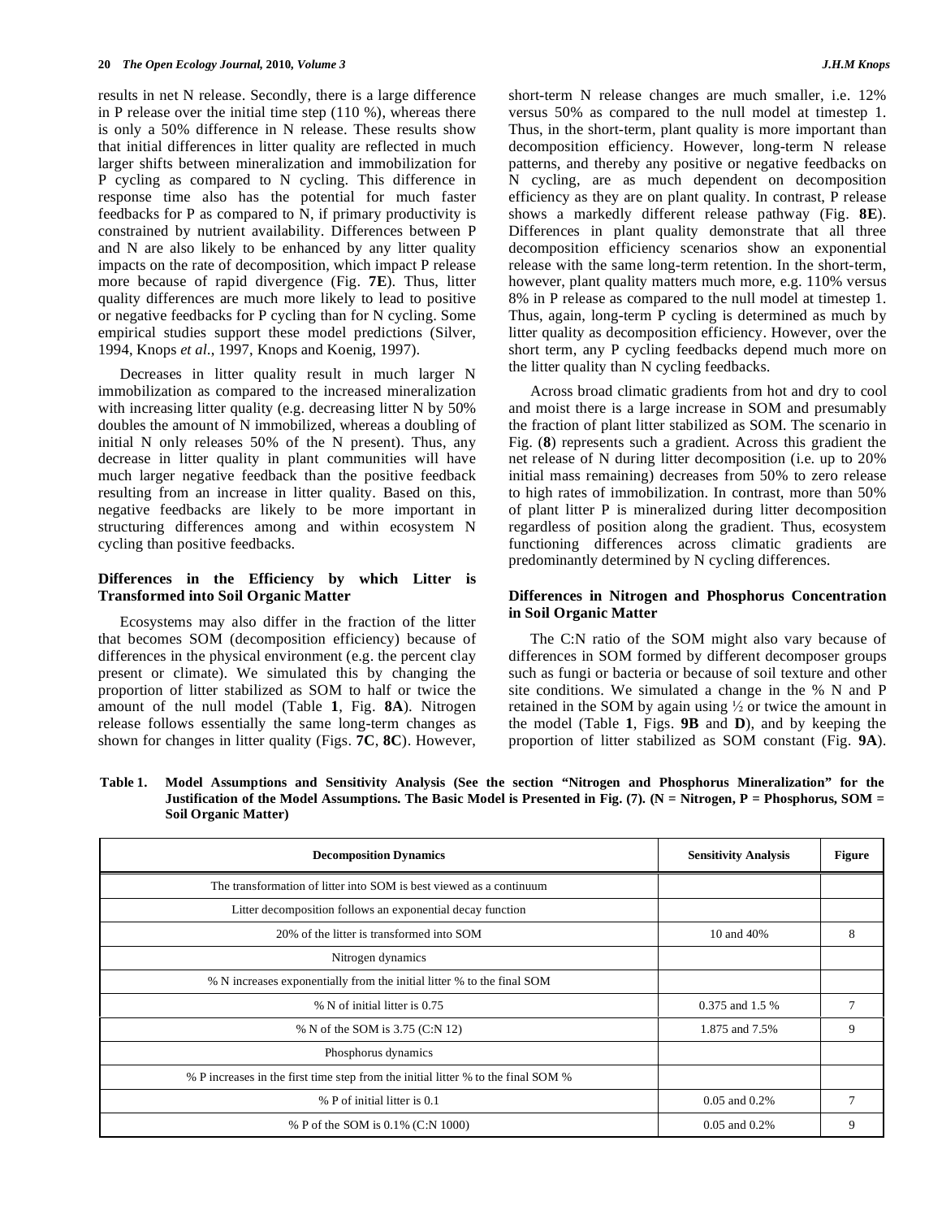results in net N release. Secondly, there is a large difference in P release over the initial time step (110 %), whereas there is only a 50% difference in N release. These results show that initial differences in litter quality are reflected in much larger shifts between mineralization and immobilization for P cycling as compared to N cycling. This difference in response time also has the potential for much faster feedbacks for P as compared to N, if primary productivity is constrained by nutrient availability. Differences between P and N are also likely to be enhanced by any litter quality impacts on the rate of decomposition, which impact P release more because of rapid divergence (Fig. **7E**). Thus, litter quality differences are much more likely to lead to positive or negative feedbacks for P cycling than for N cycling. Some empirical studies support these model predictions (Silver, 1994, Knops *et al.*, 1997, Knops and Koenig, 1997).

Decreases in litter quality result in much larger N immobilization as compared to the increased mineralization with increasing litter quality (e.g. decreasing litter N by 50% doubles the amount of N immobilized, whereas a doubling of initial N only releases 50% of the N present). Thus, any decrease in litter quality in plant communities will have much larger negative feedback than the positive feedback resulting from an increase in litter quality. Based on this, negative feedbacks are likely to be more important in structuring differences among and within ecosystem N cycling than positive feedbacks.

### Differences in the Efficiency by which Litter is Transformed into Soil Organic Matter

Ecosystems may also differ in the fraction of the litter that becomes SOM (decomposition efficiency) because of differences in the physical environment (e.g. the percent clay present or climate). We simulated this by changing the proportion of litter stabilized as SOM to half or twice the amount of the null model (Table **1**, Fig. **8A**). Nitrogen release follows essentially the same long-term changes as shown for changes in litter quality (Figs. **7C**, **8C**). However, short-term N release changes are much smaller, i.e. 12% versus 50% as compared to the null model at timestep 1. Thus, in the short-term, plant quality is more important than decomposition efficiency. However, long-term N release patterns, and thereby any positive or negative feedbacks on N cycling, are as much dependent on decomposition efficiency as they are on plant quality. In contrast, P release shows a markedly different release pathway (Fig. **8E**). Differences in plant quality demonstrate that all three decomposition efficiency scenarios show an exponential release with the same long-term retention. In the short-term, however, plant quality matters much more, e.g. 110% versus 8% in P release as compared to the null model at timestep 1. Thus, again, long-term P cycling is determined as much by litter quality as decomposition efficiency. However, over the short term, any P cycling feedbacks depend much more on the litter quality than N cycling feedbacks.

Across broad climatic gradients from hot and dry to cool and moist there is a large increase in SOM and presumably the fraction of plant litter stabilized as SOM. The scenario in Fig. (**8**) represents such a gradient. Across this gradient the net release of N during litter decomposition (i.e. up to 20% initial mass remaining) decreases from 50% to zero release to high rates of immobilization. In contrast, more than 50% of plant litter P is mineralized during litter decomposition regardless of position along the gradient. Thus, ecosystem functioning differences across climatic gradients are predominantly determined by N cycling differences.

### Differences in Nitrogen and Phosphorus Concentration in Soil Organic Matter

The C:N ratio of the SOM might also vary because of differences in SOM formed by different decomposer groups such as fungi or bacteria or because of soil texture and other site conditions. We simulated a change in the % N and P retained in the SOM by again using ½ or twice the amount in the model (Table **1**, Figs. **9B** and **D**), and by keeping the proportion of litter stabilized as SOM constant (Fig. **9A**).

**Table 1. Model Assumptions and Sensitivity Analysis (See the section "Nitrogen and Phosphorus Mineralization" for the Justification of the Model Assumptions. The Basic Model is Presented in Fig. (7). (N = Nitrogen, P = Phosphorus, SOM = Soil Organic Matter)**

| Decomposition Dynamics | Sensitivity Analysis | Figure |
|---|---|---|
| The transformation of litter into SOM is best viewed as a continuum | | |
| Litter decomposition follows an exponential decay function | | |
| 20% of the litter is transformed into SOM | 10 and 40% | 8 |
| Nitrogen dynamics | | |
| % N increases exponentially from the initial litter % to the final SOM | | |
| % N of initial litter is 0.75 | 0.375 and 1.5 % | 7 |
| % N of the SOM is 3.75 (C:N 12) | 1.875 and 7.5% | 9 |
| Phosphorus dynamics | | |
| % P increases in the first time step from the initial litter % to the final SOM % | | |
| % P of initial litter is 0.1 | 0.05 and 0.2% | 7 |
| % P of the SOM is 0.1% (C:N 1000) | 0.05 and 0.2% | 9 |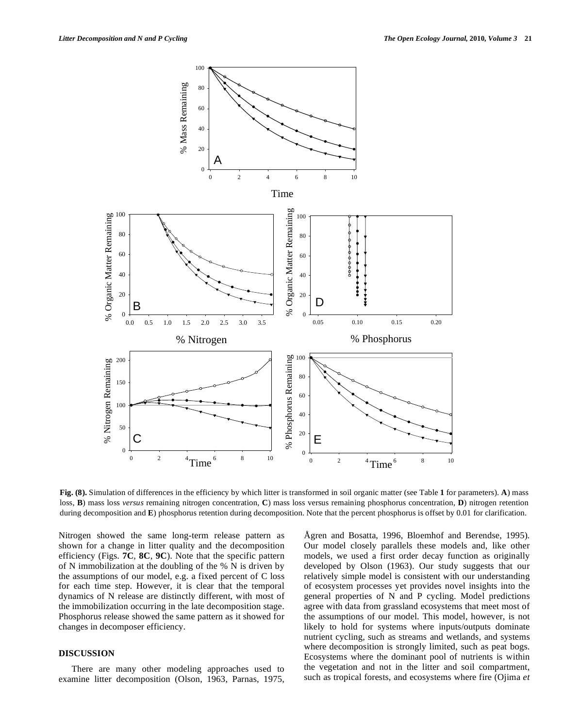**Fig. (8).** Simulation of differences in the efficiency by which litter is transformed in soil organic matter (see Table **1** for parameters). **A**) mass loss, **B**) mass loss *versus* remaining nitrogen concentration, **C**) mass loss versus remaining phosphorus concentration, **D**) nitrogen retention during decomposition and **E**) phosphorus retention during decomposition. Note that the percent phosphorus is offset by 0.01 for clarification.

Nitrogen showed the same long-term release pattern as shown for a change in litter quality and the decomposition efficiency (Figs. **7C**, **8C**, **9C**). Note that the specific pattern of N immobilization at the doubling of the % N is driven by the assumptions of our model, e.g. a fixed percent of C loss for each time step. However, it is clear that the temporal dynamics of N release are distinctly different, with most of the immobilization occurring in the late decomposition stage. Phosphorus release showed the same pattern as it showed for changes in decomposer efficiency.

## DISCUSSION

There are many other modeling approaches used to examine litter decomposition (Olson, 1963, Parnas, 1975, Ågren and Bosatta, 1996, Bloemhof and Berendse, 1995). Our model closely parallels these models and, like other models, we used a first order decay function as originally developed by Olson (1963). Our study suggests that our relatively simple model is consistent with our understanding of ecosystem processes yet provides novel insights into the general properties of N and P cycling. Model predictions agree with data from grassland ecosystems that meet most of the assumptions of our model. This model, however, is not likely to hold for systems where inputs/outputs dominate nutrient cycling, such as streams and wetlands, and systems where decomposition is strongly limited, such as peat bogs. Ecosystems where the dominant pool of nutrients is within the vegetation and not in the litter and soil compartment, such as tropical forests, and ecosystems where fire (Ojima *et*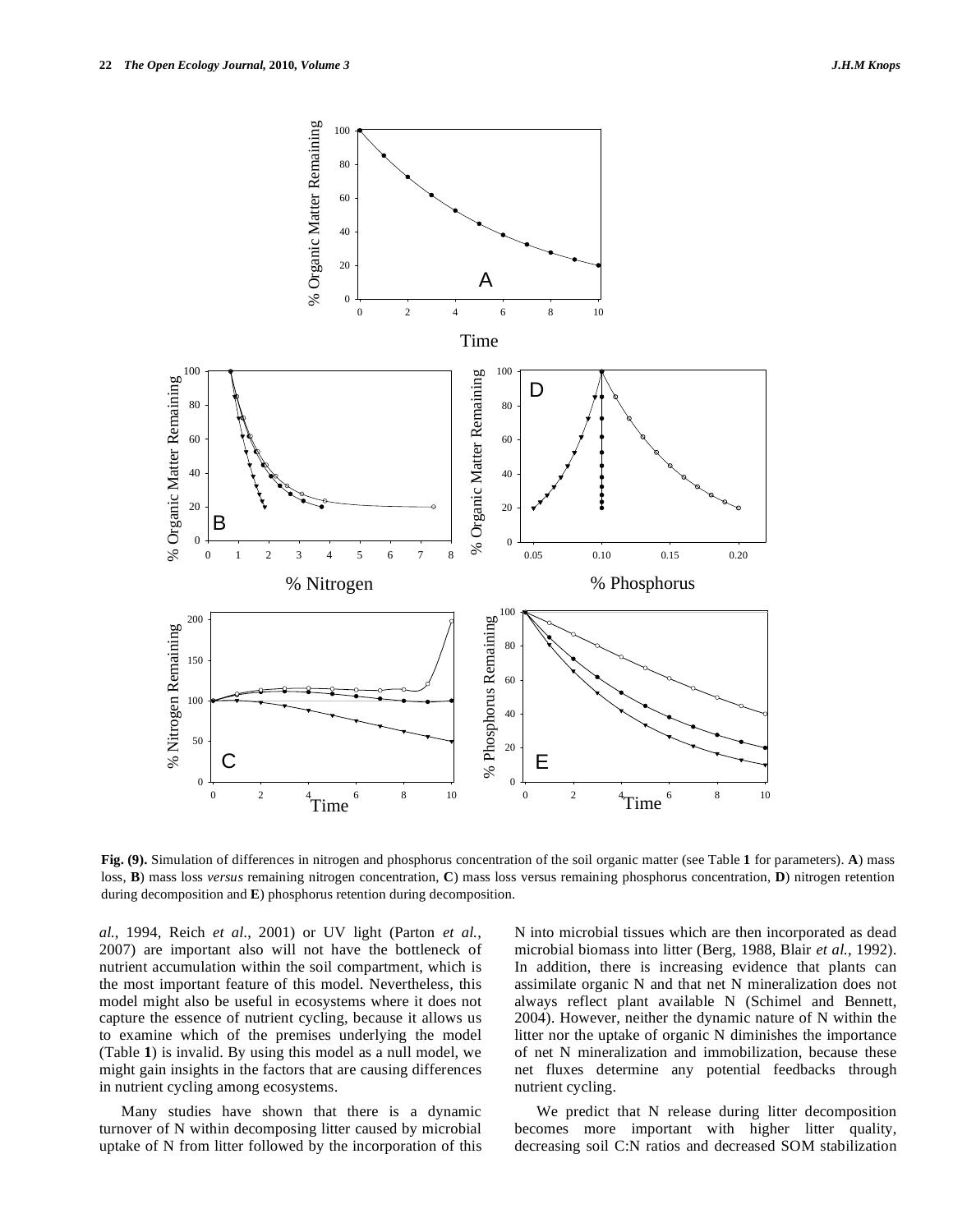**Fig. (9).** Simulation of differences in nitrogen and phosphorus concentration of the soil organic matter (see Table **1** for parameters). **A**) mass loss, **B**) mass loss *versus* remaining nitrogen concentration, **C**) mass loss versus remaining phosphorus concentration, **D**) nitrogen retention during decomposition and **E**) phosphorus retention during decomposition.

*al.*, 1994, Reich *et al.*, 2001) or UV light (Parton *et al.*, 2007) are important also will not have the bottleneck of nutrient accumulation within the soil compartment, which is the most important feature of this model. Nevertheless, this model might also be useful in ecosystems where it does not capture the essence of nutrient cycling, because it allows us to examine which of the premises underlying the model (Table **1**) is invalid. By using this model as a null model, we might gain insights in the factors that are causing differences in nutrient cycling among ecosystems.

Many studies have shown that there is a dynamic turnover of N within decomposing litter caused by microbial uptake of N from litter followed by the incorporation of this N into microbial tissues which are then incorporated as dead microbial biomass into litter (Berg, 1988, Blair *et al.*, 1992). In addition, there is increasing evidence that plants can assimilate organic N and that net N mineralization does not always reflect plant available N (Schimel and Bennett, 2004). However, neither the dynamic nature of N within the litter nor the uptake of organic N diminishes the importance of net N mineralization and immobilization, because these net fluxes determine any potential feedbacks through nutrient cycling.

We predict that N release during litter decomposition becomes more important with higher litter quality, decreasing soil C:N ratios and decreased SOM stabilization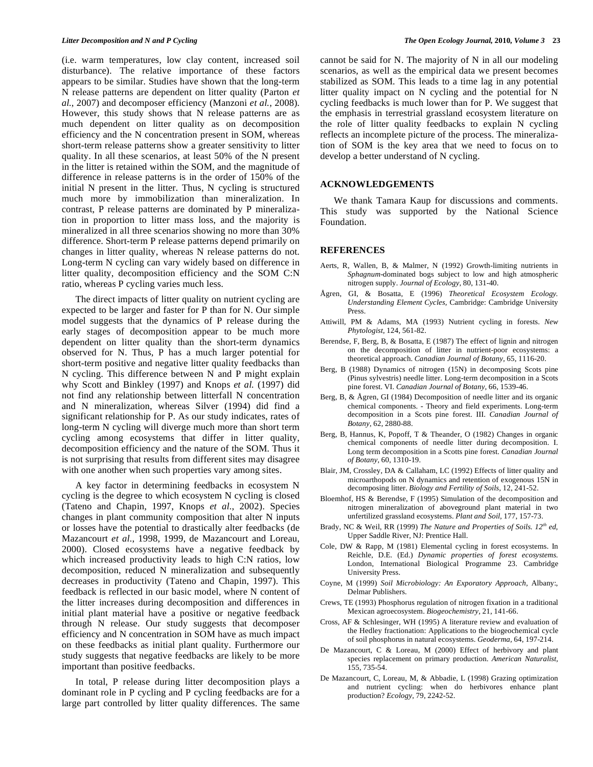(i.e. warm temperatures, low clay content, increased soil disturbance). The relative importance of these factors appears to be similar. Studies have shown that the long-term N release patterns are dependent on litter quality (Parton *et al.*, 2007) and decomposer efficiency (Manzoni *et al.*, 2008). However, this study shows that N release patterns are as much dependent on litter quality as on decomposition efficiency and the N concentration present in SOM, whereas short-term release patterns show a greater sensitivity to litter quality. In all these scenarios, at least 50% of the N present in the litter is retained within the SOM, and the magnitude of difference in release patterns is in the order of 150% of the initial N present in the litter. Thus, N cycling is structured much more by immobilization than mineralization. In contrast, P release patterns are dominated by P mineralization in proportion to litter mass loss, and the majority is mineralized in all three scenarios showing no more than 30% difference. Short-term P release patterns depend primarily on changes in litter quality, whereas N release patterns do not. Long-term N cycling can vary widely based on difference in litter quality, decomposition efficiency and the SOM C:N ratio, whereas P cycling varies much less.

The direct impacts of litter quality on nutrient cycling are expected to be larger and faster for P than for N. Our simple model suggests that the dynamics of P release during the early stages of decomposition appear to be much more dependent on litter quality than the short-term dynamics observed for N. Thus, P has a much larger potential for short-term positive and negative litter quality feedbacks than N cycling. This difference between N and P might explain why Scott and Binkley (1997) and Knops *et al.* (1997) did not find any relationship between litterfall N concentration and N mineralization, whereas Silver (1994) did find a significant relationship for P. As our study indicates, rates of long-term N cycling will diverge much more than short term cycling among ecosystems that differ in litter quality, decomposition efficiency and the nature of the SOM. Thus it is not surprising that results from different sites may disagree with one another when such properties vary among sites.

A key factor in determining feedbacks in ecosystem N cycling is the degree to which ecosystem N cycling is closed (Tateno and Chapin, 1997, Knops *et al*., 2002). Species changes in plant community composition that alter N inputs or losses have the potential to drastically alter feedbacks (de Mazancourt *et al*., 1998, 1999, de Mazancourt and Loreau, 2000). Closed ecosystems have a negative feedback by which increased productivity leads to high C:N ratios, low decomposition, reduced N mineralization and subsequently decreases in productivity (Tateno and Chapin, 1997). This feedback is reflected in our basic model, where N content of the litter increases during decomposition and differences in initial plant material have a positive or negative feedback through N release. Our study suggests that decomposer efficiency and N concentration in SOM have as much impact on these feedbacks as initial plant quality. Furthermore our study suggests that negative feedbacks are likely to be more important than positive feedbacks.

In total, P release during litter decomposition plays a dominant role in P cycling and P cycling feedbacks are for a large part controlled by litter quality differences. The same cannot be said for N. The majority of N in all our modeling scenarios, as well as the empirical data we present becomes stabilized as SOM. This leads to a time lag in any potential litter quality impact on N cycling and the potential for N cycling feedbacks is much lower than for P. We suggest that the emphasis in terrestrial grassland ecosystem literature on the role of litter quality feedbacks to explain N cycling reflects an incomplete picture of the process. The mineralization of SOM is the key area that we need to focus on to develop a better understand of N cycling.

## ACKNOWLEDGEMENTS

We thank Tamara Kaup for discussions and comments. This study was supported by the National Science Foundation.

## REFERENCES

Aerts, R, Wallen, B, & Malmer, N (1992) Growth-limiting nutrients in *Sphagnum*-dominated bogs subject to low and high atmospheric nitrogen supply. *Journal of Ecology*, 80, 131-40.

Ågren, GI, & Bosatta, E (1996) *Theoretical Ecosystem Ecology. Understanding Element Cycles*, Cambridge: Cambridge University Press.

Attiwill, PM & Adams, MA (1993) Nutrient cycling in forests. *New Phytologist*, 124, 561-82.

Berendse, F, Berg, B, & Bosatta, E (1987) The effect of lignin and nitrogen on the decomposition of litter in nutrient-poor ecosystems: a theoretical approach. *Canadian Journal of Botany*, 65, 1116-20.

Berg, B (1988) Dynamics of nitrogen (15N) in decomposing Scots pine (Pinus sylvestris) needle litter. Long-term decomposition in a Scots pine forest. VI. *Canadian Journal of Botany*, 66, 1539-46.

Berg, B, & Ågren, GI (1984) Decomposition of needle litter and its organic chemical components. - Theory and field experiments. Long-term decomposition in a Scots pine forest. III. *Canadian Journal of Botany*, 62, 2880-88.

Berg, B, Hannus, K, Popoff, T & Theander, O (1982) Changes in organic chemical components of needle litter during decomposition. I. Long term decomposition in a Scotts pine forest. *Canadian Journal of Botany*, 60, 1310-19.

Blair, JM, Crossley, DA & Callaham, LC (1992) Effects of litter quality and microarthopods on N dynamics and retention of exogenous 15N in decomposing litter. *Biology and Fertility of Soils*, 12, 241-52.

Bloemhof, HS & Berendse, F (1995) Simulation of the decomposition and nitrogen mineralization of aboveground plant material in two unfertilized grassland ecosystems. *Plant and Soil*, 177, 157-73.

Brady, NC & Weil, RR (1999) *The Nature and Properties of Soils. 12th ed*, Upper Saddle River, NJ: Prentice Hall.

Cole, DW & Rapp, M (1981) Elemental cycling in forest ecosystems. In Reichle, D.E. (Ed.) *Dynamic properties of forest ecosystems.* London, International Biological Programme 23. Cambridge University Press.

Coyne, M (1999) *Soil Microbiology: An Exporatory Approach*, Albany:, Delmar Publishers.

Crews, TE (1993) Phosphorus regulation of nitrogen fixation in a traditional Mexican agroecosystem. *Biogeochemistry*, 21, 141-66.

Cross, AF & Schlesinger, WH (1995) A literature review and evaluation of the Hedley fractionation: Applications to the biogeochemical cycle of soil phosphorus in natural ecosystems. *Geoderma*, 64, 197-214.

De Mazancourt, C & Loreau, M (2000) Effect of herbivory and plant species replacement on primary production. *American Naturalist*, 155, 735-54.

De Mazancourt, C, Loreau, M, & Abbadie, L (1998) Grazing optimization and nutrient cycling: when do herbivores enhance plant production? *Ecology*, 79, 2242-52.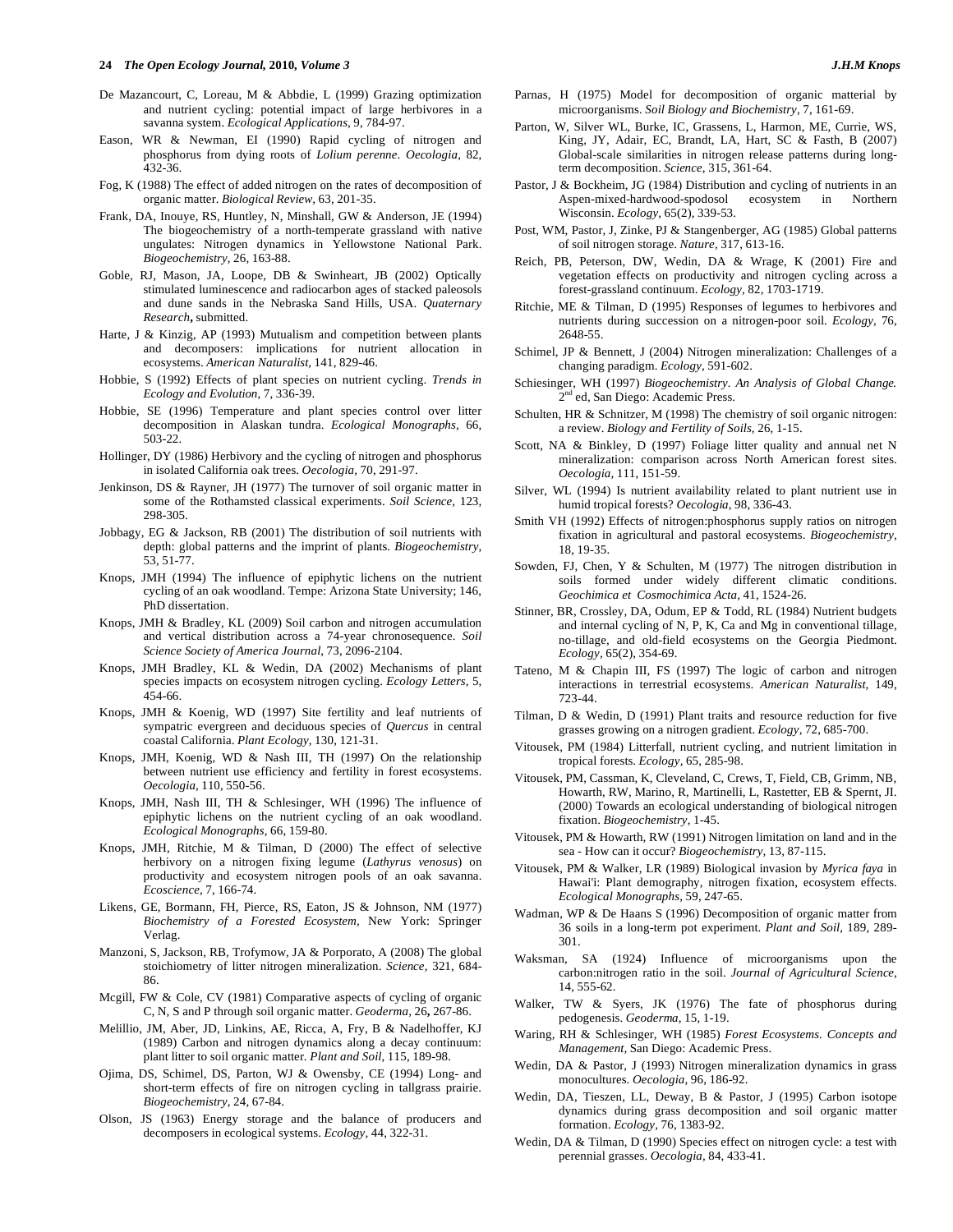De Mazancourt, C, Loreau, M & Abbdie, L (1999) Grazing optimization and nutrient cycling: potential impact of large herbivores in a savanna system. *Ecological Applications*, 9, 784-97.

Eason, WR & Newman, EI (1990) Rapid cycling of nitrogen and phosphorus from dying roots of *Lolium perenne*. *Oecologia*, 82, 432-36.

Fog, K (1988) The effect of added nitrogen on the rates of decomposition of organic matter. *Biological Review*, 63, 201-35.

Frank, DA, Inouye, RS, Huntley, N, Minshall, GW & Anderson, JE (1994) The biogeochemistry of a north-temperate grassland with native ungulates: Nitrogen dynamics in Yellowstone National Park. *Biogeochemistry*, 26, 163-88.

Goble, RJ, Mason, JA, Loope, DB & Swinheart, JB (2002) Optically stimulated luminescence and radiocarbon ages of stacked paleosols and dune sands in the Nebraska Sand Hills, USA. *Quaternary Research*, submitted.

Harte, J & Kinzig, AP (1993) Mutualism and competition between plants and decomposers: implications for nutrient allocation in ecosystems. *American Naturalist*, 141, 829-46.

Hobbie, S (1992) Effects of plant species on nutrient cycling. *Trends in Ecology and Evolution*, 7, 336-39.

Hobbie, SE (1996) Temperature and plant species control over litter decomposition in Alaskan tundra. *Ecological Monographs*, 66, 503-22.

Hollinger, DY (1986) Herbivory and the cycling of nitrogen and phosphorus in isolated California oak trees. *Oecologia*, 70, 291-97.

Jenkinson, DS & Rayner, JH (1977) The turnover of soil organic matter in some of the Rothamsted classical experiments. *Soil Science*, 123, 298-305.

Jobbagy, EG & Jackson, RB (2001) The distribution of soil nutrients with depth: global patterns and the imprint of plants. *Biogeochemistry*, 53, 51-77.

Knops, JMH (1994) The influence of epiphytic lichens on the nutrient cycling of an oak woodland. Tempe: Arizona State University; 146, PhD dissertation.

Knops, JMH & Bradley, KL (2009) Soil carbon and nitrogen accumulation and vertical distribution across a 74-year chronosequence. *Soil Science Society of America Journal*, 73, 2096-2104.

Knops, JMH Bradley, KL & Wedin, DA (2002) Mechanisms of plant species impacts on ecosystem nitrogen cycling. *Ecology Letters*, 5, 454-66.

Knops, JMH & Koenig, WD (1997) Site fertility and leaf nutrients of sympatric evergreen and deciduous species of *Quercus* in central coastal California. *Plant Ecology*, 130, 121-31.

Knops, JMH, Koenig, WD & Nash III, TH (1997) On the relationship between nutrient use efficiency and fertility in forest ecosystems. *Oecologia*, 110, 550-56.

Knops, JMH, Nash III, TH & Schlesinger, WH (1996) The influence of epiphytic lichens on the nutrient cycling of an oak woodland. *Ecological Monographs*, 66, 159-80.

Knops, JMH, Ritchie, M & Tilman, D (2000) The effect of selective herbivory on a nitrogen fixing legume (*Lathyrus venosus*) on productivity and ecosystem nitrogen pools of an oak savanna. *Ecoscience*, 7, 166-74.

Likens, GE, Bormann, FH, Pierce, RS, Eaton, JS & Johnson, NM (1977) *Biochemistry of a Forested Ecosystem*, New York: Springer Verlag.

Manzoni, S, Jackson, RB, Trofymow, JA & Porporato, A (2008) The global stoichiometry of litter nitrogen mineralization. *Science*, 321, 684-86.

Mcgill, FW & Cole, CV (1981) Comparative aspects of cycling of organic C, N, S and P through soil organic matter. *Geoderma*, 26**,** 267-86.

Melillio, JM, Aber, JD, Linkins, AE, Ricca, A, Fry, B & Nadelhoffer, KJ (1989) Carbon and nitrogen dynamics along a decay continuum: plant litter to soil organic matter. *Plant and Soil*, 115, 189-98.

Ojima, DS, Schimel, DS, Parton, WJ & Owensby, CE (1994) Long- and short-term effects of fire on nitrogen cycling in tallgrass prairie. *Biogeochemistry*, 24, 67-84.

Olson, JS (1963) Energy storage and the balance of producers and decomposers in ecological systems. *Ecology*, 44, 322-31.

Parnas, H (1975) Model for decomposition of organic matterial by microorganisms. *Soil Biology and Biochemistry*, 7, 161-69.

Parton, W, Silver WL, Burke, IC, Grassens, L, Harmon, ME, Currie, WS, King, JY, Adair, EC, Brandt, LA, Hart, SC & Fasth, B (2007) Global-scale similarities in nitrogen release patterns during long-term decomposition. *Science*, 315, 361-64.

Pastor, J & Bockheim, JG (1984) Distribution and cycling of nutrients in an Aspen-mixed-hardwood-spodosol ecosystem in Northern Wisconsin. *Ecology*, 65(2), 339-53.

Post, WM, Pastor, J, Zinke, PJ & Stangenberger, AG (1985) Global patterns of soil nitrogen storage. *Nature*, 317, 613-16.

Reich, PB, Peterson, DW, Wedin, DA & Wrage, K (2001) Fire and vegetation effects on productivity and nitrogen cycling across a forest-grassland continuum. *Ecology*, 82, 1703-1719.

Ritchie, ME & Tilman, D (1995) Responses of legumes to herbivores and nutrients during succession on a nitrogen-poor soil. *Ecology*, 76, 2648-55.

Schimel, JP & Bennett, J (2004) Nitrogen mineralization: Challenges of a changing paradigm. *Ecology*, 591-602.

Schiesinger, WH (1997) *Biogeochemistry. An Analysis of Global Change.* 2[nd] ed, San Diego: Academic Press.

Schulten, HR & Schnitzer, M (1998) The chemistry of soil organic nitrogen: a review. *Biology and Fertility of Soils*, 26, 1-15.

Scott, NA & Binkley, D (1997) Foliage litter quality and annual net N mineralization: comparison across North American forest sites. *Oecologia*, 111, 151-59.

Silver, WL (1994) Is nutrient availability related to plant nutrient use in humid tropical forests? *Oecologia*, 98, 336-43.

Smith VH (1992) Effects of nitrogen:phosphorus supply ratios on nitrogen fixation in agricultural and pastoral ecosystems. *Biogeochemistry*, 18, 19-35.

Sowden, FJ, Chen, Y & Schulten, M (1977) The nitrogen distribution in soils formed under widely different climatic conditions. *Geochimica et Cosmochimica Acta*, 41, 1524-26.

Stinner, BR, Crossley, DA, Odum, EP & Todd, RL (1984) Nutrient budgets and internal cycling of N, P, K, Ca and Mg in conventional tillage, no-tillage, and old-field ecosystems on the Georgia Piedmont. *Ecology*, 65(2), 354-69.

Tateno, M & Chapin III, FS (1997) The logic of carbon and nitrogen interactions in terrestrial ecosystems. *American Naturalist*, 149, 723-44.

Tilman, D & Wedin, D (1991) Plant traits and resource reduction for five grasses growing on a nitrogen gradient. *Ecology*, 72, 685-700.

Vitousek, PM (1984) Litterfall, nutrient cycling, and nutrient limitation in tropical forests. *Ecology*, 65, 285-98.

Vitousek, PM, Cassman, K, Cleveland, C, Crews, T, Field, CB, Grimm, NB, Howarth, RW, Marino, R, Martinelli, L, Rastetter, EB & Spernt, JI. (2000) Towards an ecological understanding of biological nitrogen fixation. *Biogeochemistry*, 1-45.

Vitousek, PM & Howarth, RW (1991) Nitrogen limitation on land and in the sea - How can it occur? *Biogeochemistry*, 13, 87-115.

Vitousek, PM & Walker, LR (1989) Biological invasion by *Myrica faya* in Hawai'i: Plant demography, nitrogen fixation, ecosystem effects. *Ecological Monographs*, 59, 247-65.

Wadman, WP & De Haans S (1996) Decomposition of organic matter from 36 soils in a long-term pot experiment. *Plant and Soil*, 189, 289-301.

Waksman, SA (1924) Influence of microorganisms upon the carbon:nitrogen ratio in the soil. *Journal of Agricultural Science*, 14, 555-62.

Walker, TW & Syers, JK (1976) The fate of phosphorus during pedogenesis. *Geoderma*, 15, 1-19.

Waring, RH & Schlesinger, WH (1985) *Forest Ecosystems. Concepts and Management*, San Diego: Academic Press.

Wedin, DA & Pastor, J (1993) Nitrogen mineralization dynamics in grass monocultures. *Oecologia*, 96, 186-92.

Wedin, DA, Tieszen, LL, Deway, B & Pastor, J (1995) Carbon isotope dynamics during grass decomposition and soil organic matter formation. *Ecology*, 76, 1383-92.

Wedin, DA & Tilman, D (1990) Species effect on nitrogen cycle: a test with perennial grasses. *Oecologia*, 84, 433-41.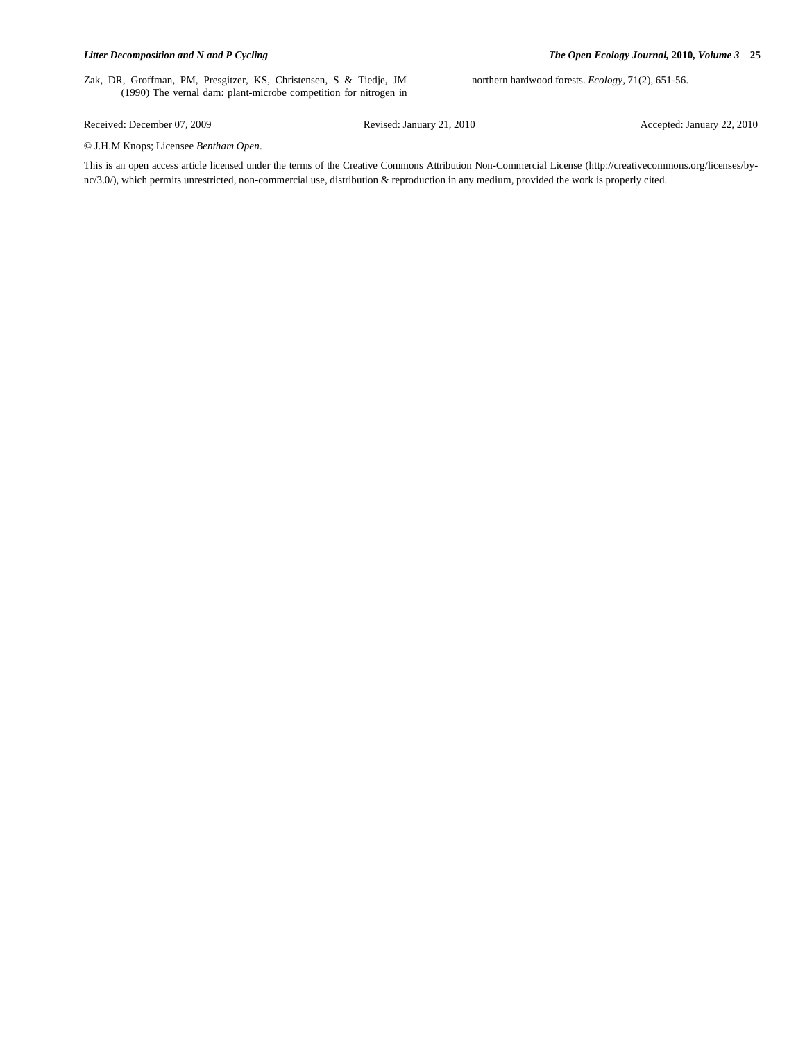Zak, DR, Groffman, PM, Presgitzer, KS, Christensen, S & Tiedje, JM (1990) The vernal dam: plant-microbe competition for nitrogen in northern hardwood forests. *Ecology*, 71(2), 651-56.

Received: December 07, 2009 Revised: January 21, 2010 Accepted: January 22, 2010

© J.H.M Knops; Licensee *Bentham Open*.

This is an open access article licensed under the terms of the Creative Commons Attribution Non-Commercial License (http://creativecommons.org/licenses/by-nc/3.0/), which permits unrestricted, non-commercial use, distribution & reproduction in any medium, provided the work is properly cited.